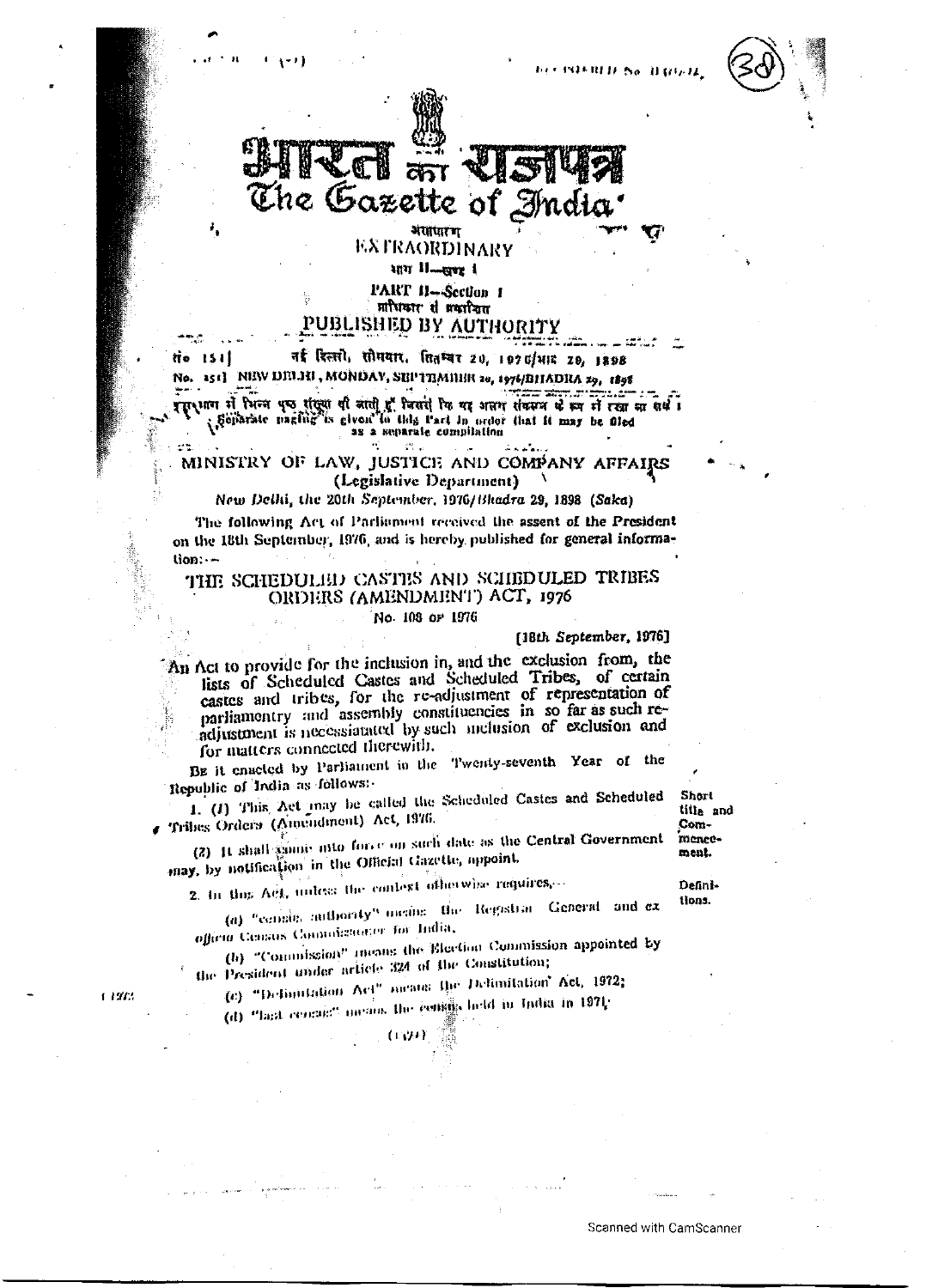# भारत का राजपत्र
# The Gazette of India

असाधारण
**EXTRAORDINARY**

भाग II—खण्ड 1

**PART II—Section 1**

प्राधिकार से प्रकाशित
**PUBLISHED BY AUTHORITY**

सं० 151] नई दिल्ली, सोमवार, सितम्बर 20, 1976/भाद्र 29, 1898
No. 151] NEW DELHI, MONDAY, SEPTEMBER 20, 1976/BHADRA 29, 1898

इस भाग में भिन्न पृष्ठ संख्या दी जाती है जिससे कि यह अलग संकलन के रूप में रखा जा सके।
Separate paging is given to this Part in order that it may be filed as a separate compilation

## MINISTRY OF LAW, JUSTICE AND COMPANY AFFAIRS
### (Legislative Department)

*New Delhi, the 20th September, 1976/Bhadra 29, 1898 (Saka)*

The following Act of Parliament received the assent of the President on the 18th September, 1976, and is hereby published for general information:—

## THE SCHEDULED CASTES AND SCHEDULED TRIBES ORDERS (AMENDMENT) ACT, 1976

No. 108 OF 1976

[*18th September, 1976*]

An Act to provide for the inclusion in, and the exclusion from, the lists of Scheduled Castes and Scheduled Tribes, of certain castes and tribes, for the re-adjustment of representation of parliamentary and assembly constituencies in so far as such re-adjustment is necessiated by such inclusion of exclusion and for matters connected therewith.

Be it enacted by Parliament in the Twenty-seventh Year of the Republic of India as follows:—

*Short title and Commencement.*

1. (*1*) This Act may be called the Scheduled Castes and Scheduled Tribes Orders (Amendment) Act, 1976.

(*2*) It shall come into force on such date as the Central Government may, by notification in the Official Gazette, appoint.

*Definitions.*

2. In this Act, unless the context otherwise requires,—

(*a*) "census authority" means the Registrar General and ex *officio* Census Commissioner for India,

(*b*) "Commission" means the Election Commission appointed by the President under article 324 of the Constitution;

(*c*) "Delimitation Act" means the Delimitation Act, 1972;

(*d*) "last census" means the census held in India in 1971;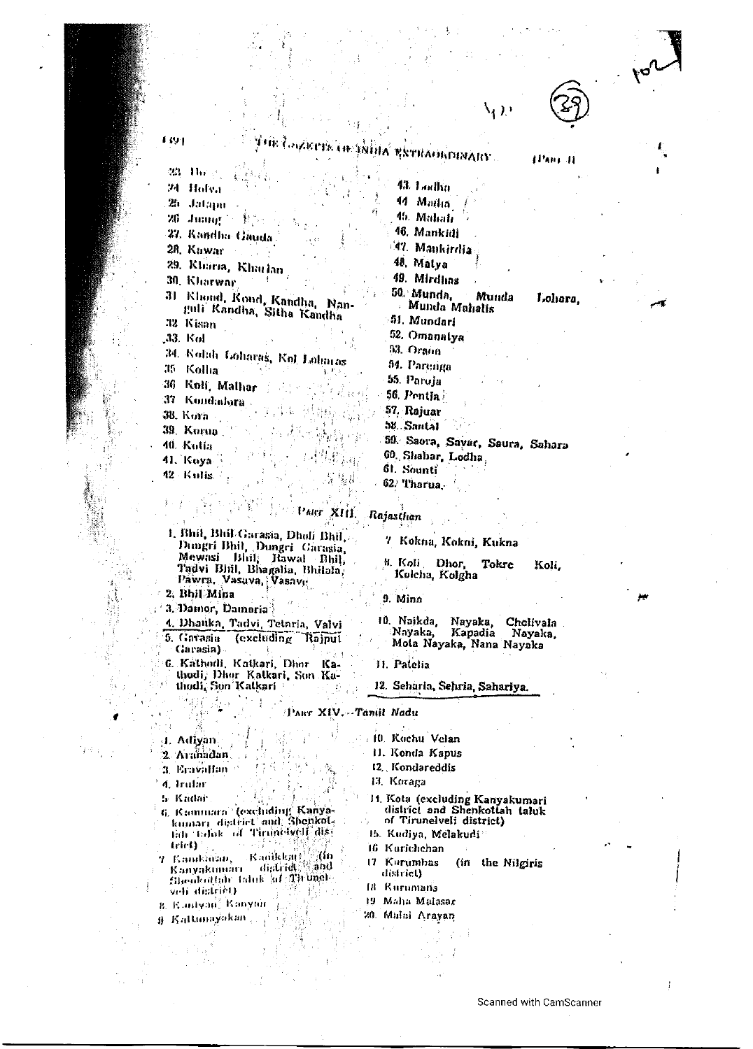23. Ho

24. Holva

25. Jatapu

26. Juang

27. Kandha Gauda

28. Kawar

29. Kharia, Kharian

30. Kharwar

31. Khond, Kond, Kandha, Nanguli Kandha, Sitha Kandha

32. Kisan

33. Kol

34. Kolah Loharas, Kol Loharas

35. Kolha

36. Koli, Malhar

37. Kondadora

38. Kora

39. Korua

40. Kotia

41. Koya

42. Kulis

43. Lodha

44. Madia

45. Mahali

46. Mankidi

47. Mankirdia

48. Matya

49. Mirdhas

50. Munda, Munda Lohara, Munda Mahalis

51. Mundari

52. Omanatya

53. Oraon

54. Parenga

55. Paroja

56. Pentia

57. Rajuar

58. Santal

59. Saora, Savar, Saura, Sahara

60. Shabar, Lodha

61. Sounti

62. Tharua.

## Part XIII. *Rajasthan*

1. Bhil, Bhil Garasia, Dholi Bhil, Dungri Bhil, Dungri Garasia, Mewasi Bhil, Rawal Bhil, Tadvi Bhil, Bhagalia, Bhilala, Pawra, Vasava, Vasave
2. Bhil Mina
3. Damor, Damaria
4. Dhanka, Tadvi, Tetaria, Valvi
5. Garasia (excluding Rajput Garasia)
6. Kathodi, Katkari, Dhor Kathodi, Dhor Katkari, Son Kathodi, Son Katkari
7. Kokna, Kokni, Kukna
8. Koli Dhor, Tokre Koli, Kolcha, Kolgha
9. Mina
10. Naikda, Nayaka, Cholivala Nayaka, Kapadia Nayaka, Mota Nayaka, Nana Nayaka
11. Patelia
12. Seharia, Sehria, Sahariya.

## Part XIV.—*Tamil Nadu*

1. Adiyan
2. Aranadan
3. Eravallan
4. Irular
5. Kadar
6. Kammara (excluding Kanyakumari district and Shenkottah taluk of Tirunelveli district)
7. Kanikaran, Kanikkar (in Kanyakumari district and Shenkottah taluk of Tirunelveli district)
8. Kaniyan, Kanyan
9. Kattunayakan
10. Kochu Velan
11. Konda Kapus
12. Kondareddis
13. Koraga
14. Kota (excluding Kanyakumari district and Shenkottah taluk of Tirunelveli district)
15. Kudiya, Melakudi
16. Kurichchan
17. Kurumbas (in the Nilgiris district)
18. Kurumans
19. Maha Malasar
20. Malai Arayan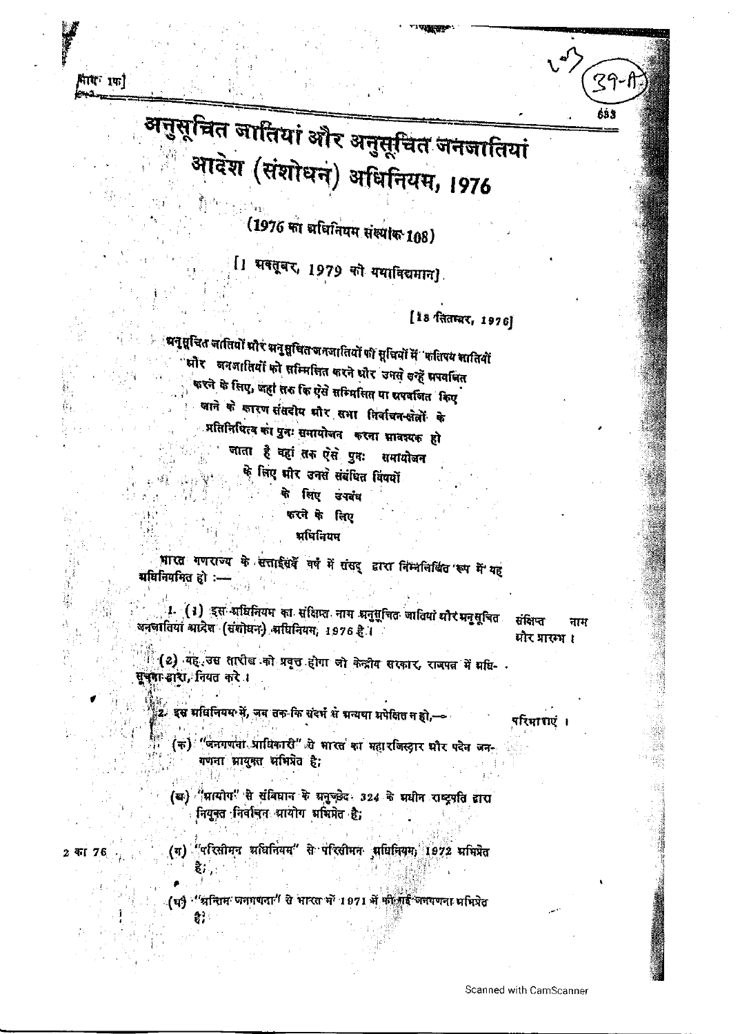# अनुसूचित जातियां और अनुसूचित जनजातियां आदेश (संशोधन) अधिनियम, 1976

(1976 का अधिनियम संख्यांक 108)

[1 अक्तूबर, 1979 को यथाविद्यमान]

[18 सितम्बर, 1976]

अनुसूचित जातियों और अनुसूचित जनजातियों की सूचियों में कतिपय जातियों और जनजातियों को सम्मिलित करने और उनसे उन्हें अपवर्जित करने के लिए, जहां तक कि ऐसे सम्मिलित या अपवर्जित किए जाने के कारण संसदीय और सभा निर्वाचन-क्षेत्रों के प्रतिनिधित्व का पुनः समायोजन करना आवश्यक हो जाता है वहां तक ऐसे पुनः समायोजन के लिए और उनसे संबंधित विषयों के लिए उपबंध करने के लिए अधिनियम

भारत गणराज्य के सत्ताईसवें वर्ष में संसद् द्वारा निम्नलिखित रूप में यह अधिनियमित हो :—

**संक्षिप्त नाम और प्रारम्भ।**

1. (1) इस अधिनियम का संक्षिप्त नाम अनुसूचित जातियां और अनुसूचित जनजातियां आदेश (संशोधन) अधिनियम, 1976 है।

(2) यह उस तारीख को प्रवृत्त होगा जो केन्द्रीय सरकार, राजपत्र में अधिसूचना द्वारा, नियत करे।

**परिभाषाएं।**

2. इस अधिनियम में, जब तक कि संदर्भ से अन्यथा अपेक्षित न हो,—

(क) "जनगणना प्राधिकारी" से भारत का महारजिस्ट्रार और पदेन जनगणना आयुक्त अभिप्रेत है;

(ख) "आयोग" से संविधान के अनुच्छेद 324 के अधीन राष्ट्रपति द्वारा नियुक्त निर्वाचन आयोग अभिप्रेत है;

2 का 76

(ग) "परिसीमन अधिनियम" से परिसीमन अधिनियम, 1972 अभिप्रेत है;

(घ) "अन्तिम जनगणना" से भारत में 1971 में की गई जनगणना अभिप्रेत है;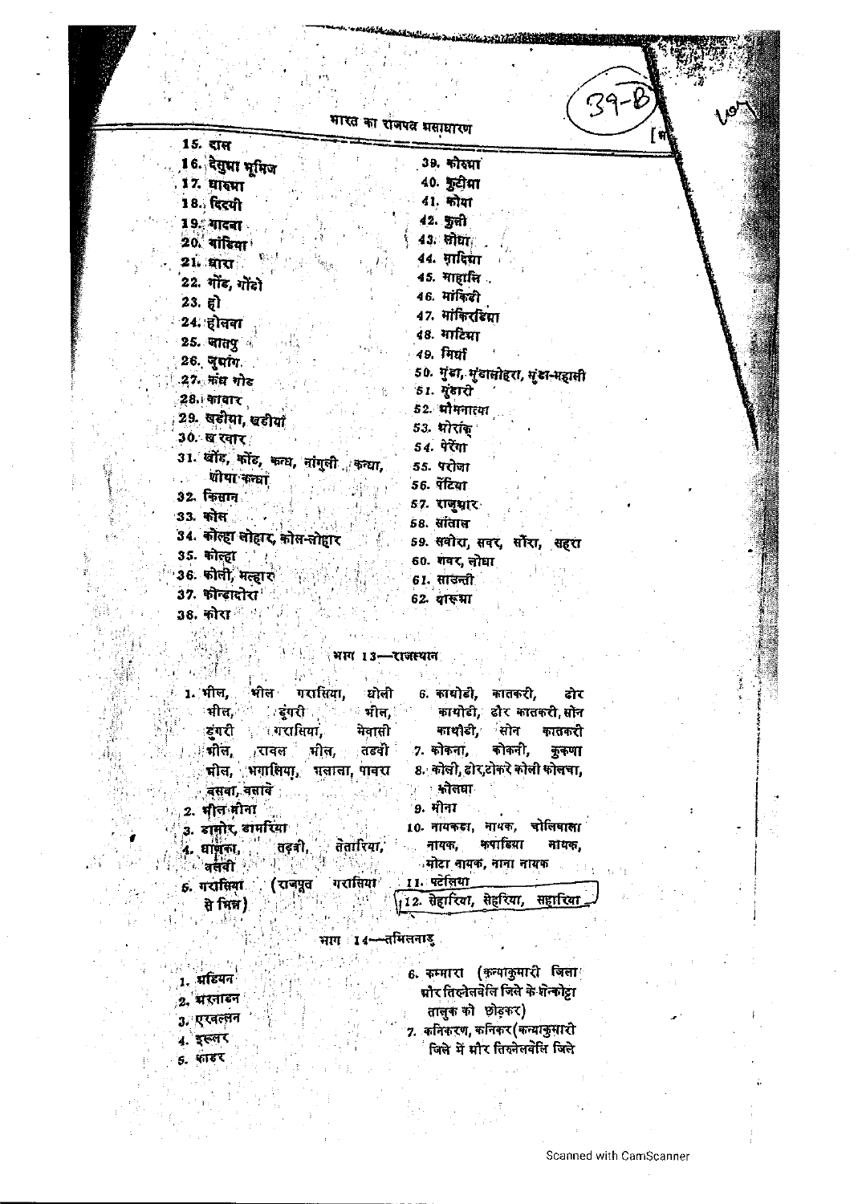15. दाल
16. देसुवा भूमिज
17. धानका
18. दिहवी
19. धादवा
20. बांडिया
21. धारा
22. गोंड, गोंडो
23. हो
24. होलवा
25. जातपु
26. जुआंग
27. कंध गोड
28. कावार
29. खडीया, खडीयां
30. खरवार
31. खोंड, कोंड, कन्ध, नांगुली कन्धा, सीथा कन्धा
32. किसान
33. कोल
34. कोल्हा लोहार, कोल-लोहार
35. कोल्हा
36. कोली, मल्हार
37. कोन्डादोरा
38. कोरा
39. कोरुआ
40. कुटीआ
41. कोया
42. कुली
43. लोधा
44. मादिआ
45. माहाली
46. मांकिडी
47. मांकिरडिआ
48. माटिआ
49. मिर्धा
50. मुंडा, मुंडालोहरा, मुंडा-महाली
51. मुंडारी
52. औमनात्या
53. मोराक्
54. पेरेंगा
55. परोजा
56. पेंटिया
57. राजुआर
58. संताल
59. सबोरा, सवर, सौरा, सहरा
60. शबर, लोधा
61. साउन्ती
62. थारुआ

## भाग 13—राजस्थान

1. भील, भील गरासिया, धोली भील, डुंगरी भील, डुंगरी गरासिया, मेवासी भील, रावल भील, तडवी भील, भगालिया, भलाला, पावरा बसवा, वसावे
2. भील मीना
3. डामोर, डामरिया
4. धाणका, तड्वी, तेतारिया, वलवी
5. गरासिया (राजपूत गरासिया से भिन्न)
6. काथोडी, कातकरी, ढोर काथोडी, ढोर कातकरी, सोन काथोडी, सोन कातकरी
7. कोकना, कोकनी, कुकणा
8. कोली, ढोर,टोकरे कोली कोलचा, कोलघा
9. मीना
10. नायकडा, नायक, चोलिवाला नायक, कपाडिया नायक, मोटा नायक, नाना नायक
11. पटेलिया
12. सेहारिया, सेहरिया, सहारिया

## भाग 14—तमिलनाडु

1. अडियन
2. अरनाडन
3. एरवल्लन
4. इरुलर
5. काडर
6. कम्मारा (कन्याकुमारी जिला और तिरुनेलवेलि जिले के शेन्कोट्टा तालुक को छोड़कर)
7. कनिकरण, कनिकर (कन्याकुमारी जिले में और तिरुनेलवेलि जिले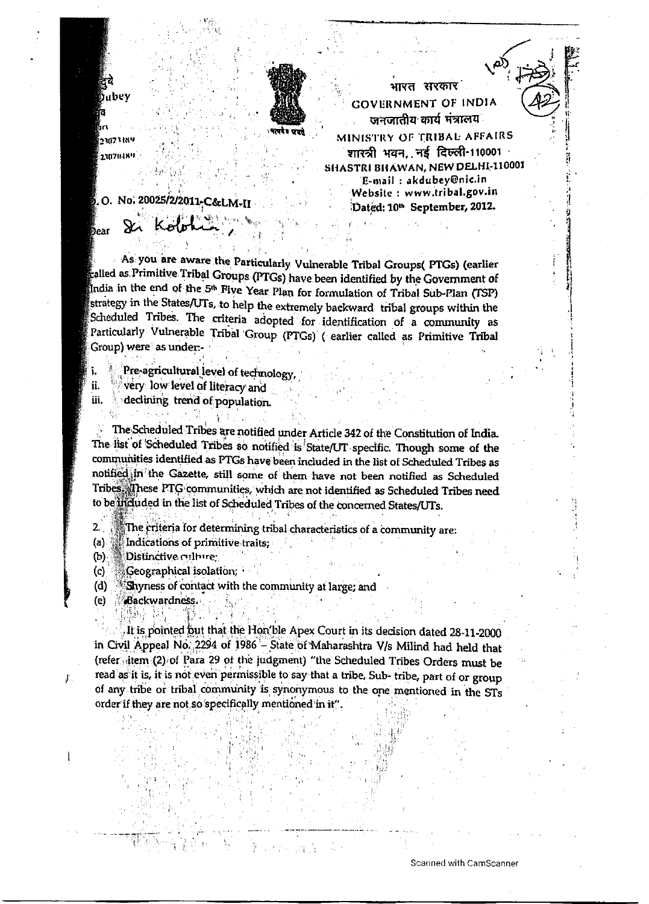भारत सरकार
GOVERNMENT OF INDIA
जनजातीय कार्य मंत्रालय
MINISTRY OF TRIBAL AFFAIRS
शास्त्री भवन, नई दिल्ली-110001
SHASTRI BHAWAN, NEW DELHI-110001
E-mail : akdubey@nic.in
Website : www.tribal.gov.in

दुबे
Dubey

D.O. No. 20025/2/2011-C&LM-II

Dated: 10th September, 2012.

Dear Sri Kolohi,

As you are aware the Particularly Vulnerable Tribal Groups( PTGs) (earlier called as Primitive Tribal Groups (PTGs) have been identified by the Government of India in the end of the 5th Five Year Plan for formulation of Tribal Sub-Plan (TSP) strategy in the States/UTs, to help the extremely backward tribal groups within the Scheduled Tribes. The criteria adopted for identification of a community as Particularly Vulnerable Tribal Group (PTGs) ( earlier called as Primitive Tribal Group) were as under:-

i. Pre-agricultural level of technology,
ii. very low level of literacy and
iii. declining trend of population.

The Scheduled Tribes are notified under Article 342 of the Constitution of India. The list of Scheduled Tribes so notified is State/UT specific. Though some of the communities identified as PTGs have been included in the list of Scheduled Tribes as notified in the Gazette, still some of them have not been notified as Scheduled Tribes. These PTG communities, which are not identified as Scheduled Tribes need to be included in the list of Scheduled Tribes of the concerned States/UTs.

2. The criteria for determining tribal characteristics of a community are:
(a) Indications of primitive traits;
(b) Distinctive culture;
(c) Geographical isolation;
(d) Shyness of contact with the community at large; and
(e) Backwardness.

It is pointed out that the Hon'ble Apex Court in its decision dated 28-11-2000 in Civil Appeal No. 2294 of 1986 – State of Maharashtra V/s Milind had held that (refer item (2) of Para 29 of the judgment) "the Scheduled Tribes Orders must be read as it is, it is not even permissible to say that a tribe, Sub- tribe, part of or group of any tribe or tribal community is synonymous to the one mentioned in the STs order if they are not so specifically mentioned in it".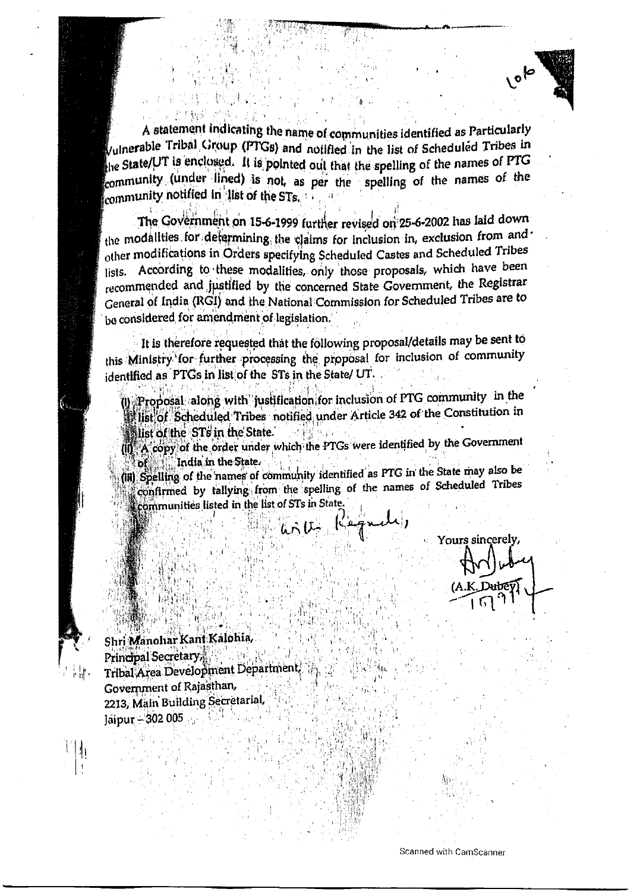A statement indicating the name of communities identified as Particularly Vulnerable Tribal Group (PTGs) and notified in the list of Scheduled Tribes in the State/UT is enclosed. It is pointed out that the spelling of the names of PTG community (under lined) is not, as per the spelling of the names of the community notified in list of the STs.

The Government on 15-6-1999 further revised on 25-6-2002 has laid down the modalities for determining the claims for inclusion in, exclusion from and other modifications in Orders specifying Scheduled Castes and Scheduled Tribes lists. According to these modalities, only those proposals, which have been recommended and justified by the concerned State Government, the Registrar General of India (RGI) and the National Commission for Scheduled Tribes are to be considered for amendment of legislation.

It is therefore requested that the following proposal/details may be sent to this Ministry for further processing the proposal for inclusion of community identified as PTGs in list of the STs in the State/ UT.

(i) Proposal along with justification for inclusion of PTG community in the list of Scheduled Tribes notified under Article 342 of the Constitution in list of the STs in the State.
(ii) A copy of the order under which the PTGs were identified by the Government of India in the State.
(iii) Spelling of the names of community identified as PTG in the State may also be confirmed by tallying from the spelling of the names of Scheduled Tribes communities listed in the list of STs in State.

With Regards,

Yours sincerely,

(A.K. Dubey)

Shri Manohar Kant Kalohia,
Principal Secretary,
Tribal Area Development Department,
Government of Rajasthan,
2213, Main Building Secretarial,
Jaipur – 302 005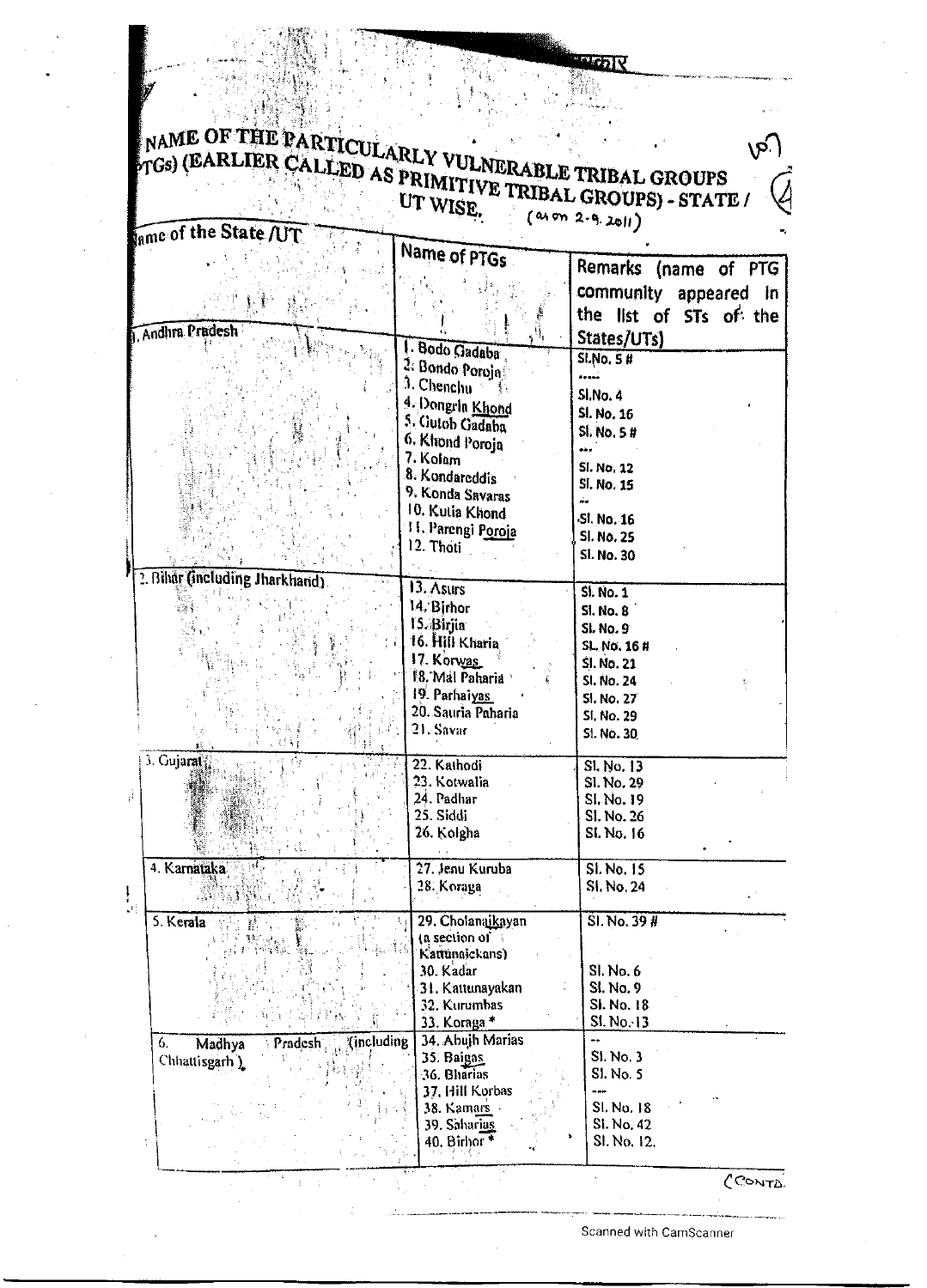# NAME OF THE PARTICULARLY VULNERABLE TRIBAL GROUPS (PTGs) (EARLIER CALLED AS PRIMITIVE TRIBAL GROUPS) - STATE / UT WISE. (as on 2.9.2011)

| Name of the State /UT | Name of PTGs | Remarks (name of PTG community appeared in the list of STs of the States/UTs) |
|---|---|---|
| 1. Andhra Pradesh | 1. Bodo Gadaba | Sl.No. 5 # |
| | 2. Bondo Poroja | ----- |
| | 3. Chenchu | Sl.No. 4 |
| | 4. Dongria Khond | Sl. No. 16 |
| | 5. Gutob Gadaba | Sl. No. 5 # |
| | 6. Khond Poroja | --- |
| | 7. Kolam | Sl. No. 12 |
| | 8. Kondareddis | Sl. No. 15 |
| | 9. Konda Savaras | -- |
| | 10. Kutia Khond | Sl. No. 16 |
| | 11. Parengi Poroja | Sl. No. 25 |
| | 12. Thoti | Sl. No. 30 |
| 2. Bihar (including Jharkhand) | 13. Asurs | Sl. No. 1 |
| | 14. Birhor | Sl. No. 8 |
| | 15. Birjia | Sl. No. 9 |
| | 16. Hill Kharia | SL. No. 16 # |
| | 17. Korwas | Sl. No. 21 |
| | 18. Mal Paharia | Sl. No. 24 |
| | 19. Parhaiyas | Sl. No. 27 |
| | 20. Sauria Paharia | Sl. No. 29 |
| | 21. Savar | Sl. No. 30 |
| 3. Gujarat | 22. Kathodi | Sl. No. 13 |
| | 23. Kotwalia | Sl. No. 29 |
| | 24. Padhar | Sl. No. 19 |
| | 25. Siddi | Sl. No. 26 |
| | 26. Kolgha | Sl. No. 16 |
| 4. Karnataka | 27. Jenu Kuruba | Sl. No. 15 |
| | 28. Koraga | Sl. No. 24 |
| 5. Kerala | 29. Cholanaikayan (a section of Kattunaickans) | Sl. No. 39 # |
| | 30. Kadar | Sl. No. 6 |
| | 31. Kattunayakan | Sl. No. 9 |
| | 32. Kurumbas | Sl. No. 18 |
| | 33. Koraga * | Sl. No. 13 |
| 6. Madhya Pradesh (including Chhattisgarh) | 34. Abujh Marias | -- |
| | 35. Baigas | Sl. No. 3 |
| | 36. Bharias | Sl. No. 5 |
| | 37. Hill Korbas | --- |
| | 38. Kamars | Sl. No. 18 |
| | 39. Saharias | Sl. No. 42 |
| | 40. Birhor * | Sl. No. 12. |

(CONTD.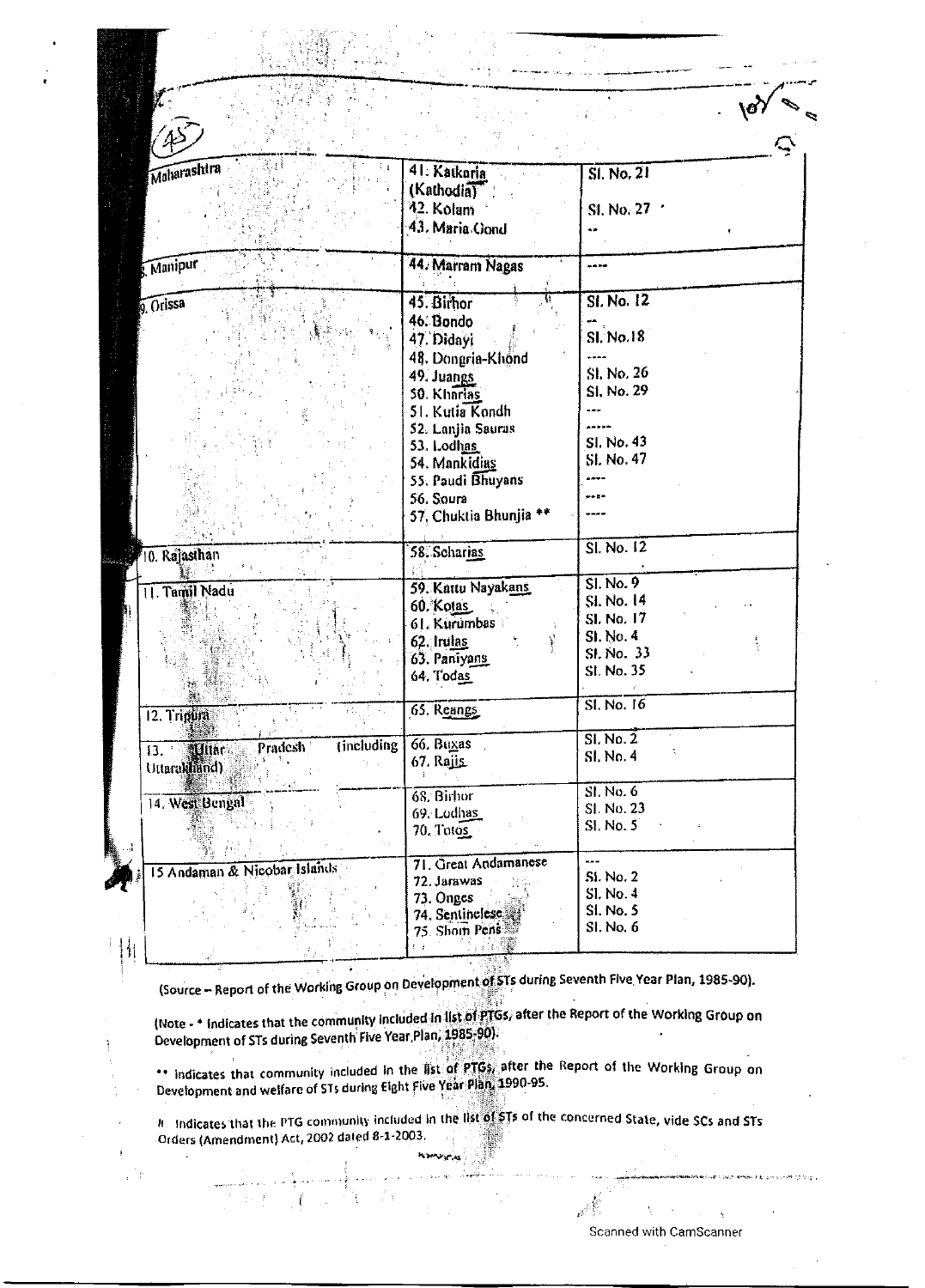| | | |
|---|---|---|
| Maharashtra | 41. Katkaria (Kathodia)<br>42. Kolam<br>43. Maria Gond | Sl. No. 21<br>Sl. No. 27<br>-- |
| Manipur | 44. Marram Nagas | ---- |
| 9. Orissa | 45. Birhor<br>46. Bondo<br>47. Didayi<br>48. Dongria-Khond<br>49. Juangs<br>50. Kharias<br>51. Kutia Kondh<br>52. Lanjia Sauras<br>53. Lodhas<br>54. Mankidias<br>55. Paudi Bhuyans<br>56. Soura<br>57. Chuktia Bhunjia ** | Sl. No. 12<br>--<br>Sl. No.18<br>----<br>Sl. No. 26<br>Sl. No. 29<br>---<br>-----<br>Sl. No. 43<br>Sl. No. 47<br>----<br>----<br>---- |
| 10. Rajasthan | 58. Saharias | Sl. No. 12 |
| 11. Tamil Nadu | 59. Kattu Nayakans<br>60. Kotas<br>61. Kurumbas<br>62. Irulas<br>63. Paniyans<br>64. Todas | Sl. No. 9<br>Sl. No. 14<br>Sl. No. 17<br>Sl. No. 4<br>Sl. No. 33<br>Sl. No. 35 |
| 12. Tripura | 65. Reangs | Sl. No. 16 |
| 13. Uttar Pradesh (including Uttarakhand) | 66. Buxas<br>67. Rajis | Sl. No. 2<br>Sl. No. 4 |
| 14. West Bengal | 68. Birhor<br>69. Lodhas<br>70. Totos | Sl. No. 6<br>Sl. No. 23<br>Sl. No. 5 |
| 15 Andaman & Nicobar Islands | 71. Great Andamanese<br>72. Jarawas<br>73. Onges<br>74. Sentinelese<br>75. Shom Pens | ---<br>Sl. No. 2<br>Sl. No. 4<br>Sl. No. 5<br>Sl. No. 6 |

(Source – Report of the Working Group on Development of STs during Seventh Five Year Plan, 1985-90).

(Note - * Indicates that the community included in list of PTGs, after the Report of the Working Group on Development of STs during Seventh Five Year Plan, 1985-90).

** indicates that community included in the list of PTGs, after the Report of the Working Group on Development and welfare of STs during Eight Five Year Plan, 1990-95.

# Indicates that the PTG community included in the list of STs of the concerned State, vide SCs and STs Orders (Amendment) Act, 2002 dated 8-1-2003.